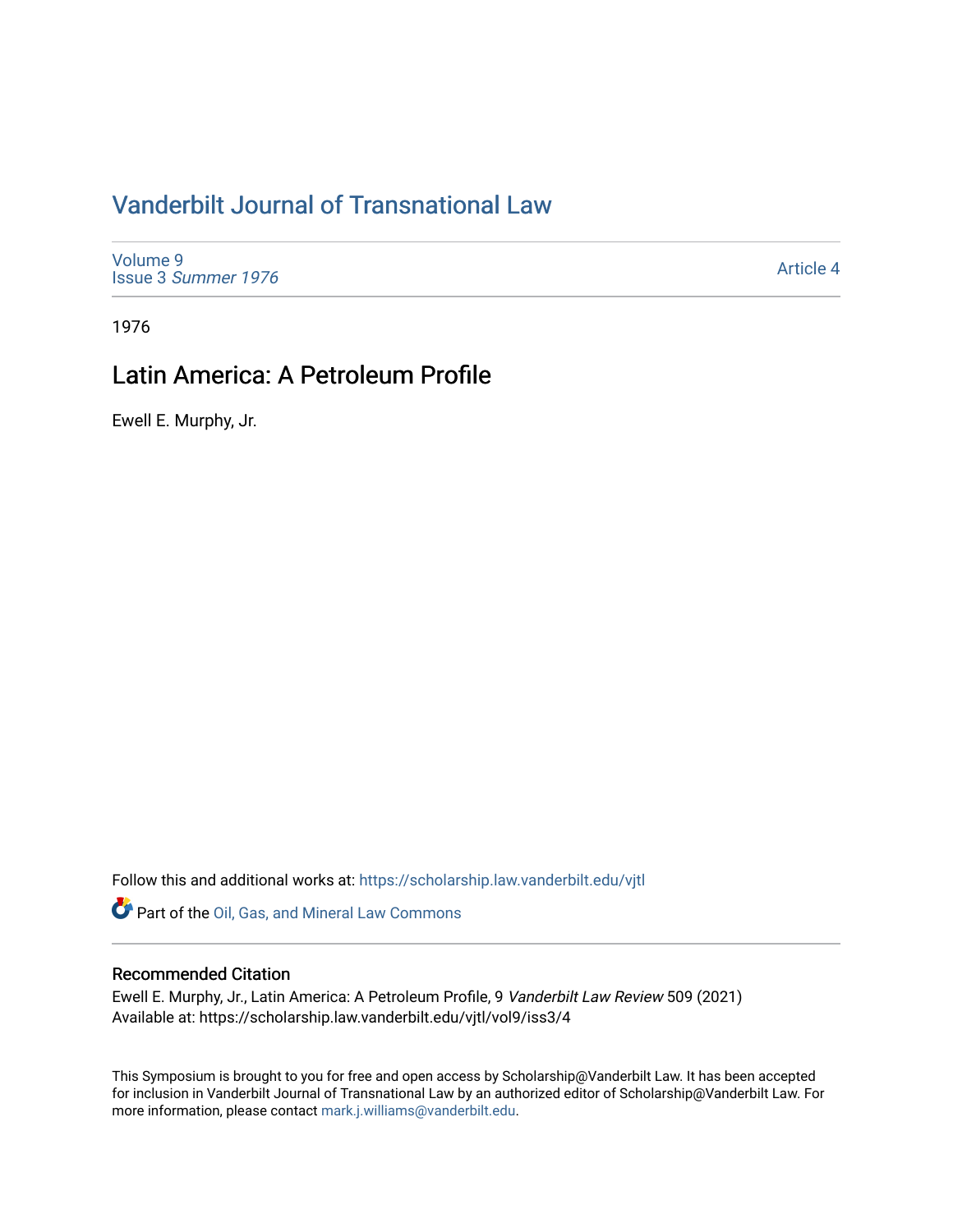# Vanderbilt Journal of Transnational Law

Volume 9
Issue 3 *Summer 1976*

Article 4

1976

## Latin America: A Petroleum Profile

Ewell E. Murphy, Jr.

Follow this and additional works at: https://scholarship.law.vanderbilt.edu/vjtl

Part of the Oil, Gas, and Mineral Law Commons

### Recommended Citation

Ewell E. Murphy, Jr., Latin America: A Petroleum Profile, 9 *Vanderbilt Law Review* 509 (2021)
Available at: https://scholarship.law.vanderbilt.edu/vjtl/vol9/iss3/4

This Symposium is brought to you for free and open access by Scholarship@Vanderbilt Law. It has been accepted for inclusion in Vanderbilt Journal of Transnational Law by an authorized editor of Scholarship@Vanderbilt Law. For more information, please contact mark.j.williams@vanderbilt.edu.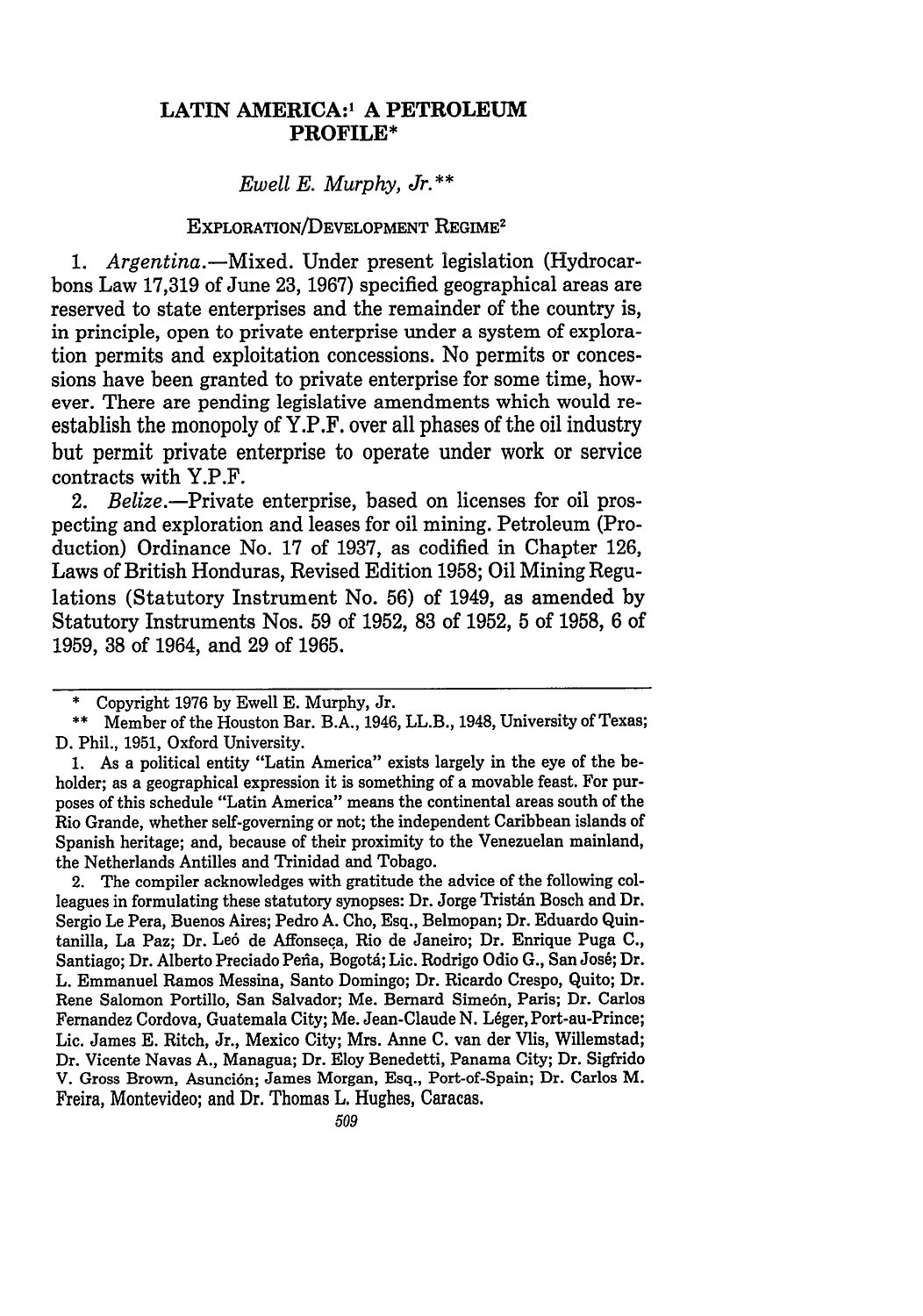# LATIN AMERICA:[1] A PETROLEUM PROFILE*

*Ewell E. Murphy, Jr.***

## EXPLORATION/DEVELOPMENT REGIME[2]

1. *Argentina.*—Mixed. Under present legislation (Hydrocarbons Law 17,319 of June 23, 1967) specified geographical areas are reserved to state enterprises and the remainder of the country is, in principle, open to private enterprise under a system of exploration permits and exploitation concessions. No permits or concessions have been granted to private enterprise for some time, however. There are pending legislative amendments which would reestablish the monopoly of Y.P.F. over all phases of the oil industry but permit private enterprise to operate under work or service contracts with Y.P.F.

2. *Belize.*—Private enterprise, based on licenses for oil prospecting and exploration and leases for oil mining. Petroleum (Production) Ordinance No. 17 of 1937, as codified in Chapter 126, Laws of British Honduras, Revised Edition 1958; Oil Mining Regulations (Statutory Instrument No. 56) of 1949, as amended by Statutory Instruments Nos. 59 of 1952, 83 of 1952, 5 of 1958, 6 of 1959, 38 of 1964, and 29 of 1965.

---

\* Copyright 1976 by Ewell E. Murphy, Jr.

\*\* Member of the Houston Bar. B.A., 1946, LL.B., 1948, University of Texas; D. Phil., 1951, Oxford University.

1. As a political entity "Latin America" exists largely in the eye of the beholder; as a geographical expression it is something of a movable feast. For purposes of this schedule "Latin America" means the continental areas south of the Rio Grande, whether self-governing or not; the independent Caribbean islands of Spanish heritage; and, because of their proximity to the Venezuelan mainland, the Netherlands Antilles and Trinidad and Tobago.

2. The compiler acknowledges with gratitude the advice of the following colleagues in formulating these statutory synopses: Dr. Jorge Tristán Bosch and Dr. Sergio Le Pera, Buenos Aires; Pedro A. Cho, Esq., Belmopan; Dr. Eduardo Quintanilla, La Paz; Dr. Leó de Affonseça, Rio de Janeiro; Dr. Enrique Puga C., Santiago; Dr. Alberto Preciado Peña, Bogotá; Lic. Rodrigo Odio G., San José; Dr. L. Emmanuel Ramos Messina, Santo Domingo; Dr. Ricardo Crespo, Quito; Dr. Rene Salomon Portillo, San Salvador; Me. Bernard Simeón, Paris; Dr. Carlos Fernandez Cordova, Guatemala City; Me. Jean-Claude N. Léger, Port-au-Prince; Lic. James E. Ritch, Jr., Mexico City; Mrs. Anne C. van der Vlis, Willemstad; Dr. Vicente Navas A., Managua; Dr. Eloy Benedetti, Panama City; Dr. Sigfrido V. Gross Brown, Asunción; James Morgan, Esq., Port-of-Spain; Dr. Carlos M. Freira, Montevideo; and Dr. Thomas L. Hughes, Caracas.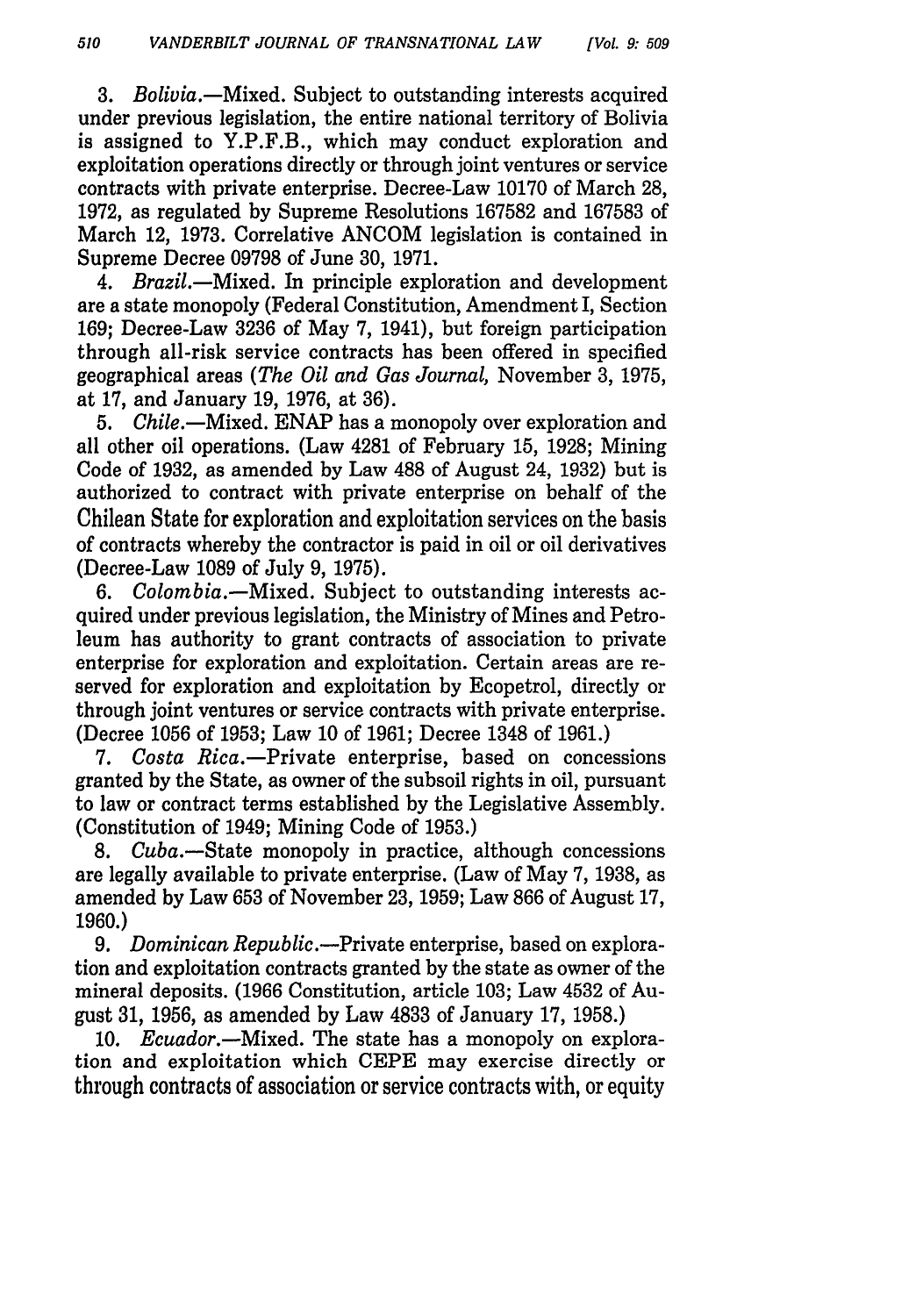3. *Bolivia.*—Mixed. Subject to outstanding interests acquired under previous legislation, the entire national territory of Bolivia is assigned to Y.P.F.B., which may conduct exploration and exploitation operations directly or through joint ventures or service contracts with private enterprise. Decree-Law 10170 of March 28, 1972, as regulated by Supreme Resolutions 167582 and 167583 of March 12, 1973. Correlative ANCOM legislation is contained in Supreme Decree 09798 of June 30, 1971.

4. *Brazil.*—Mixed. In principle exploration and development are a state monopoly (Federal Constitution, Amendment I, Section 169; Decree-Law 3236 of May 7, 1941), but foreign participation through all-risk service contracts has been offered in specified geographical areas (*The Oil and Gas Journal,* November 3, 1975, at 17, and January 19, 1976, at 36).

5. *Chile.*—Mixed. ENAP has a monopoly over exploration and all other oil operations. (Law 4281 of February 15, 1928; Mining Code of 1932, as amended by Law 488 of August 24, 1932) but is authorized to contract with private enterprise on behalf of the Chilean State for exploration and exploitation services on the basis of contracts whereby the contractor is paid in oil or oil derivatives (Decree-Law 1089 of July 9, 1975).

6. *Colombia.*—Mixed. Subject to outstanding interests acquired under previous legislation, the Ministry of Mines and Petroleum has authority to grant contracts of association to private enterprise for exploration and exploitation. Certain areas are reserved for exploration and exploitation by Ecopetrol, directly or through joint ventures or service contracts with private enterprise. (Decree 1056 of 1953; Law 10 of 1961; Decree 1348 of 1961.)

7. *Costa Rica.*—Private enterprise, based on concessions granted by the State, as owner of the subsoil rights in oil, pursuant to law or contract terms established by the Legislative Assembly. (Constitution of 1949; Mining Code of 1953.)

8. *Cuba.*—State monopoly in practice, although concessions are legally available to private enterprise. (Law of May 7, 1938, as amended by Law 653 of November 23, 1959; Law 866 of August 17, 1960.)

9. *Dominican Republic.*—Private enterprise, based on exploration and exploitation contracts granted by the state as owner of the mineral deposits. (1966 Constitution, article 103; Law 4532 of August 31, 1956, as amended by Law 4833 of January 17, 1958.)

10. *Ecuador.*—Mixed. The state has a monopoly on exploration and exploitation which CEPE may exercise directly or through contracts of association or service contracts with, or equity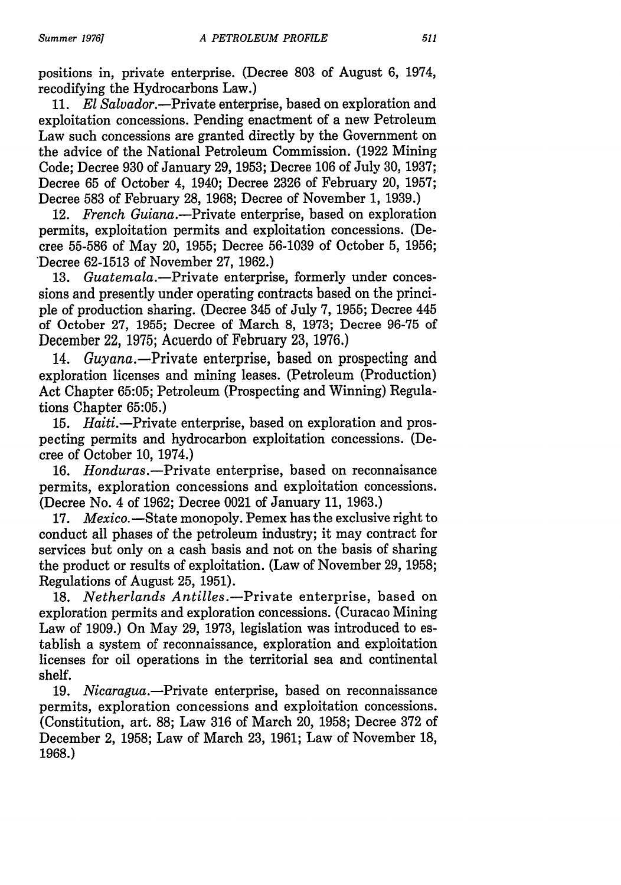positions in, private enterprise. (Decree 803 of August 6, 1974, recodifying the Hydrocarbons Law.)

11. *El Salvador.*—Private enterprise, based on exploration and exploitation concessions. Pending enactment of a new Petroleum Law such concessions are granted directly by the Government on the advice of the National Petroleum Commission. (1922 Mining Code; Decree 930 of January 29, 1953; Decree 106 of July 30, 1937; Decree 65 of October 4, 1940; Decree 2326 of February 20, 1957; Decree 583 of February 28, 1968; Decree of November 1, 1939.)

12. *French Guiana.*—Private enterprise, based on exploration permits, exploitation permits and exploitation concessions. (Decree 55-586 of May 20, 1955; Decree 56-1039 of October 5, 1956; Decree 62-1513 of November 27, 1962.)

13. *Guatemala.*—Private enterprise, formerly under concessions and presently under operating contracts based on the principle of production sharing. (Decree 345 of July 7, 1955; Decree 445 of October 27, 1955; Decree of March 8, 1973; Decree 96-75 of December 22, 1975; Acuerdo of February 23, 1976.)

14. *Guyana.*—Private enterprise, based on prospecting and exploration licenses and mining leases. (Petroleum (Production) Act Chapter 65:05; Petroleum (Prospecting and Winning) Regulations Chapter 65:05.)

15. *Haiti.*—Private enterprise, based on exploration and prospecting permits and hydrocarbon exploitation concessions. (Decree of October 10, 1974.)

16. *Honduras.*—Private enterprise, based on reconnaisance permits, exploration concessions and exploitation concessions. (Decree No. 4 of 1962; Decree 0021 of January 11, 1963.)

17. *Mexico.*—State monopoly. Pemex has the exclusive right to conduct all phases of the petroleum industry; it may contract for services but only on a cash basis and not on the basis of sharing the product or results of exploitation. (Law of November 29, 1958; Regulations of August 25, 1951).

18. *Netherlands Antilles.*—Private enterprise, based on exploration permits and exploration concessions. (Curacao Mining Law of 1909.) On May 29, 1973, legislation was introduced to establish a system of reconnaissance, exploration and exploitation licenses for oil operations in the territorial sea and continental shelf.

19. *Nicaragua.*—Private enterprise, based on reconnaissance permits, exploration concessions and exploitation concessions. (Constitution, art. 88; Law 316 of March 20, 1958; Decree 372 of December 2, 1958; Law of March 23, 1961; Law of November 18, 1968.)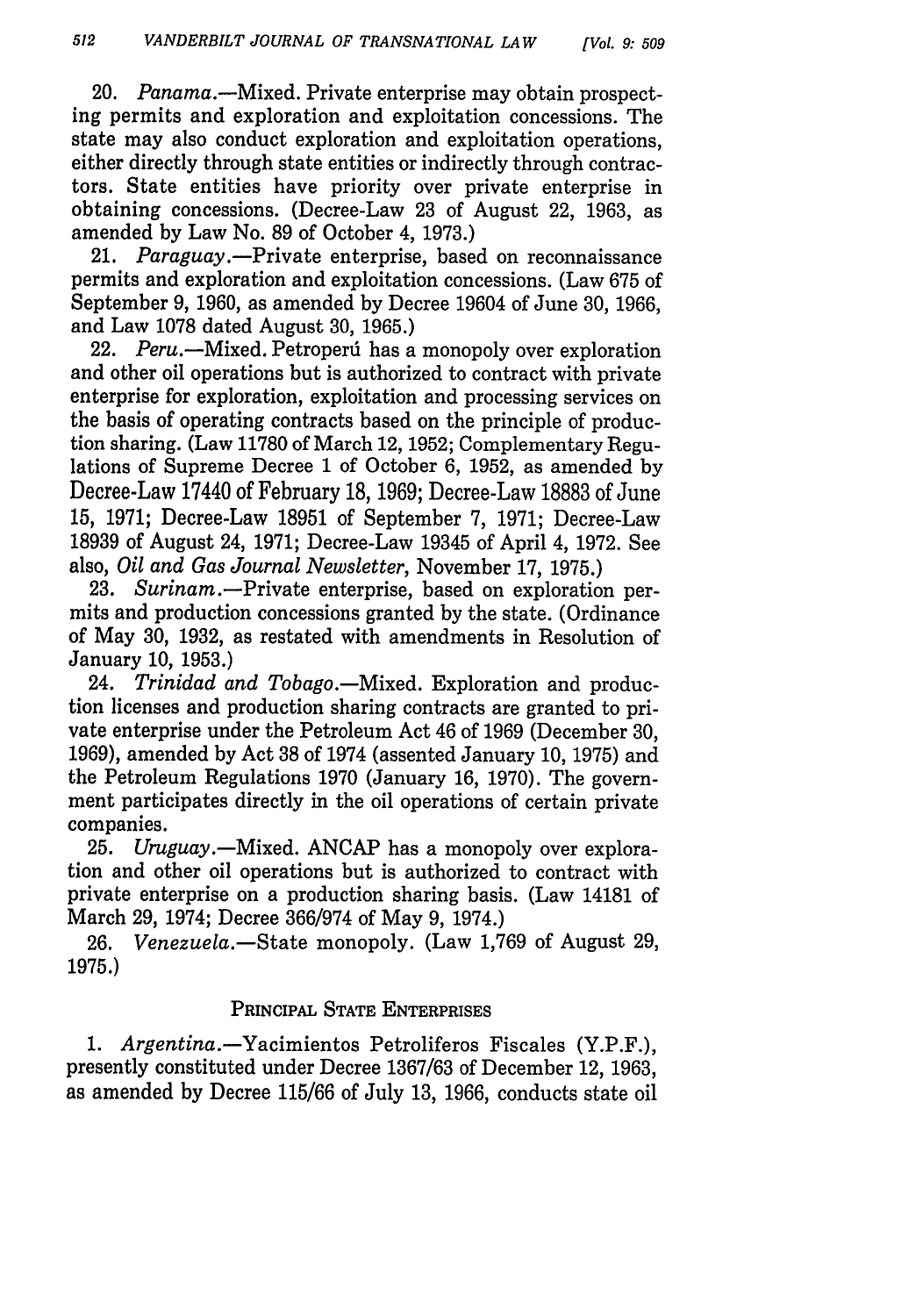20. *Panama.*—Mixed. Private enterprise may obtain prospecting permits and exploration and exploitation concessions. The state may also conduct exploration and exploitation operations, either directly through state entities or indirectly through contractors. State entities have priority over private enterprise in obtaining concessions. (Decree-Law 23 of August 22, 1963, as amended by Law No. 89 of October 4, 1973.)

21. *Paraguay.*—Private enterprise, based on reconnaissance permits and exploration and exploitation concessions. (Law 675 of September 9, 1960, as amended by Decree 19604 of June 30, 1966, and Law 1078 dated August 30, 1965.)

22. *Peru.*—Mixed. Petroperú has a monopoly over exploration and other oil operations but is authorized to contract with private enterprise for exploration, exploitation and processing services on the basis of operating contracts based on the principle of production sharing. (Law 11780 of March 12, 1952; Complementary Regulations of Supreme Decree 1 of October 6, 1952, as amended by Decree-Law 17440 of February 18, 1969; Decree-Law 18883 of June 15, 1971; Decree-Law 18951 of September 7, 1971; Decree-Law 18939 of August 24, 1971; Decree-Law 19345 of April 4, 1972. See also, *Oil and Gas Journal Newsletter*, November 17, 1975.)

23. *Surinam.*—Private enterprise, based on exploration permits and production concessions granted by the state. (Ordinance of May 30, 1932, as restated with amendments in Resolution of January 10, 1953.)

24. *Trinidad and Tobago.*—Mixed. Exploration and production licenses and production sharing contracts are granted to private enterprise under the Petroleum Act 46 of 1969 (December 30, 1969), amended by Act 38 of 1974 (assented January 10, 1975) and the Petroleum Regulations 1970 (January 16, 1970). The government participates directly in the oil operations of certain private companies.

25. *Uruguay.*—Mixed. ANCAP has a monopoly over exploration and other oil operations but is authorized to contract with private enterprise on a production sharing basis. (Law 14181 of March 29, 1974; Decree 366/974 of May 9, 1974.)

26. *Venezuela.*—State monopoly. (Law 1,769 of August 29, 1975.)

## PRINCIPAL STATE ENTERPRISES

1. *Argentina.*—Yacimientos Petroliferos Fiscales (Y.P.F.), presently constituted under Decree 1367/63 of December 12, 1963, as amended by Decree 115/66 of July 13, 1966, conducts state oil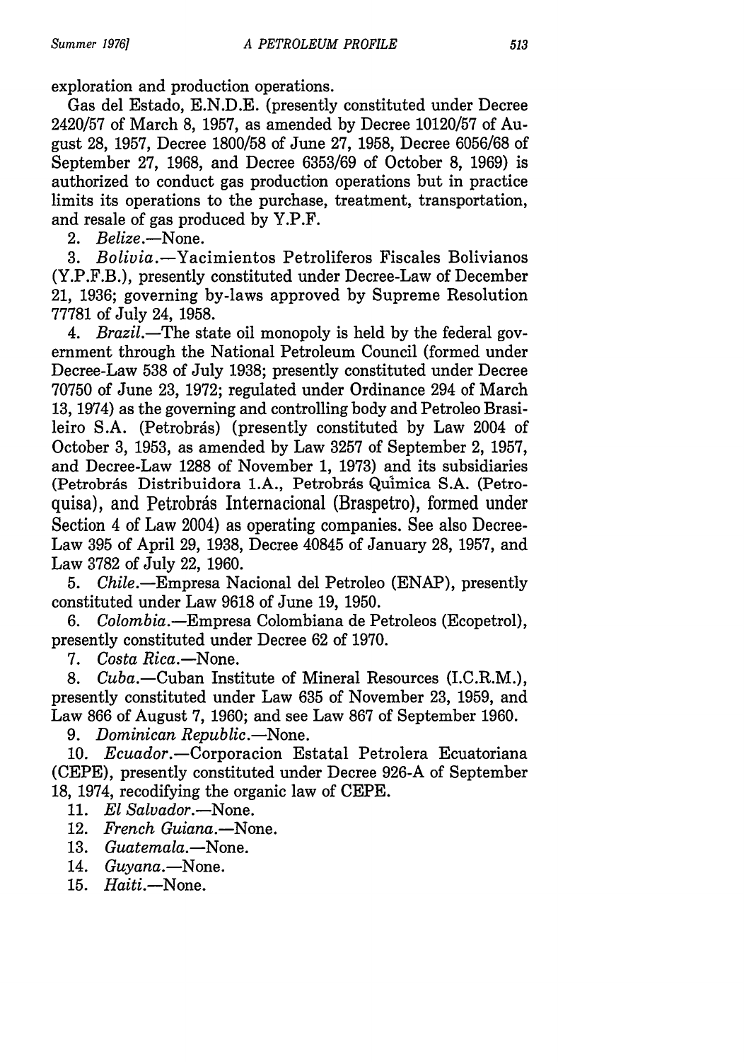exploration and production operations.

Gas del Estado, E.N.D.E. (presently constituted under Decree 2420/57 of March 8, 1957, as amended by Decree 10120/57 of August 28, 1957, Decree 1800/58 of June 27, 1958, Decree 6056/68 of September 27, 1968, and Decree 6353/69 of October 8, 1969) is authorized to conduct gas production operations but in practice limits its operations to the purchase, treatment, transportation, and resale of gas produced by Y.P.F.

2. *Belize*.—None.

3. *Bolivia*.—Yacimientos Petroliferos Fiscales Bolivianos (Y.P.F.B.), presently constituted under Decree-Law of December 21, 1936; governing by-laws approved by Supreme Resolution 77781 of July 24, 1958.

4. *Brazil*.—The state oil monopoly is held by the federal government through the National Petroleum Council (formed under Decree-Law 538 of July 1938; presently constituted under Decree 70750 of June 23, 1972; regulated under Ordinance 294 of March 13, 1974) as the governing and controlling body and Petroleo Brasileiro S.A. (Petrobrás) (presently constituted by Law 2004 of October 3, 1953, as amended by Law 3257 of September 2, 1957, and Decree-Law 1288 of November 1, 1973) and its subsidiaries (Petrobrás Distribuidora 1.A., Petrobrás Quimica S.A. (Petroquisa), and Petrobrás Internacional (Braspetro), formed under Section 4 of Law 2004) as operating companies. See also Decree-Law 395 of April 29, 1938, Decree 40845 of January 28, 1957, and Law 3782 of July 22, 1960.

5. *Chile*.—Empresa Nacional del Petroleo (ENAP), presently constituted under Law 9618 of June 19, 1950.

6. *Colombia*.—Empresa Colombiana de Petroleos (Ecopetrol), presently constituted under Decree 62 of 1970.

7. *Costa Rica*.—None.

8. *Cuba*.—Cuban Institute of Mineral Resources (I.C.R.M.), presently constituted under Law 635 of November 23, 1959, and Law 866 of August 7, 1960; and see Law 867 of September 1960.

9. *Dominican Republic*.—None.

10. *Ecuador*.—Corporacion Estatal Petrolera Ecuatoriana (CEPE), presently constituted under Decree 926-A of September 18, 1974, recodifying the organic law of CEPE.

11. *El Salvador*.—None.

12. *French Guiana*.—None.

13. *Guatemala*.—None.

14. *Guyana*.—None.

15. *Haiti*.—None.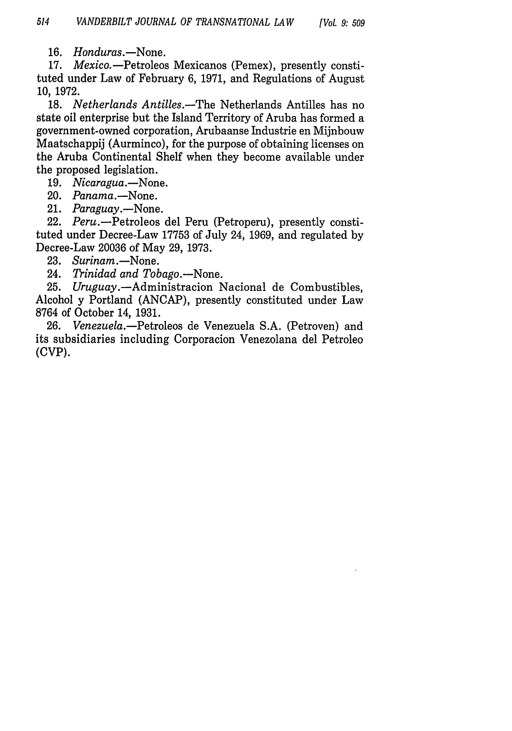16. *Honduras.*—None.

17. *Mexico.*—Petroleos Mexicanos (Pemex), presently constituted under Law of February 6, 1971, and Regulations of August 10, 1972.

18. *Netherlands Antilles.*—The Netherlands Antilles has no state oil enterprise but the Island Territory of Aruba has formed a government-owned corporation, Arubaanse Industrie en Mijnbouw Maatschappij (Aurminco), for the purpose of obtaining licenses on the Aruba Continental Shelf when they become available under the proposed legislation.

19. *Nicaragua.*—None.

20. *Panama.*—None.

21. *Paraguay.*—None.

22. *Peru.*—Petroleos del Peru (Petroperu), presently constituted under Decree-Law 17753 of July 24, 1969, and regulated by Decree-Law 20036 of May 29, 1973.

23. *Surinam.*—None.

24. *Trinidad and Tobago.*—None.

25. *Uruguay.*—Administracion Nacional de Combustibles, Alcohol y Portland (ANCAP), presently constituted under Law 8764 of October 14, 1931.

26. *Venezuela.*—Petroleos de Venezuela S.A. (Petroven) and its subsidiaries including Corporacion Venezolana del Petroleo (CVP).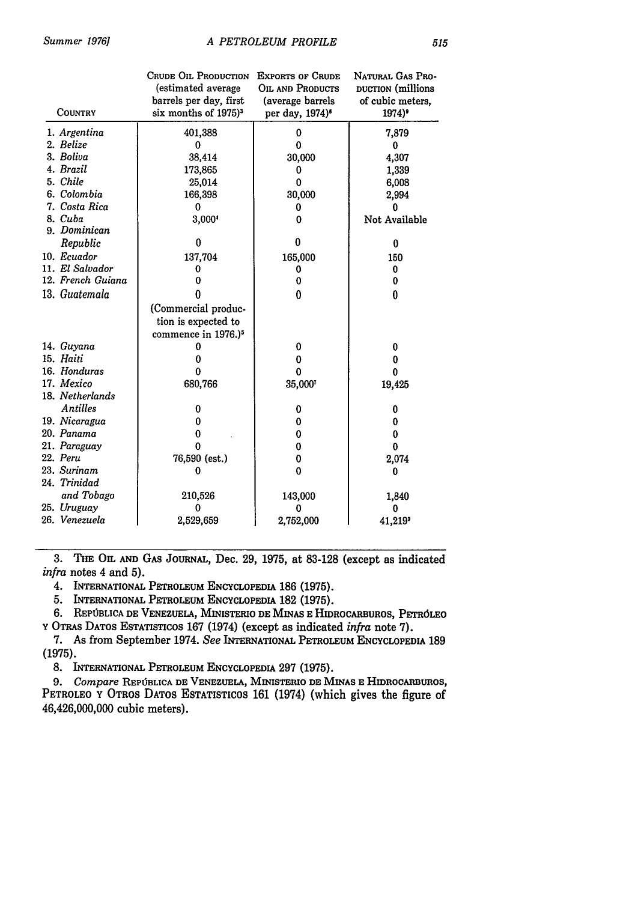| COUNTRY | CRUDE OIL PRODUCTION (estimated average barrels per day, first six months of 1975)[3] | EXPORTS OF CRUDE OIL AND PRODUCTS (average barrels per day, 1974)[6] | NATURAL GAS PRODUCTION (millions of cubic meters, 1974)[8] |
|---|---|---|---|
| 1. *Argentina* | 401,388 | 0 | 7,879 |
| 2. *Belize* | 0 | 0 | 0 |
| 3. *Boliva* | 38,414 | 30,000 | 4,307 |
| 4. *Brazil* | 173,865 | 0 | 1,339 |
| 5. *Chile* | 25,014 | 0 | 6,008 |
| 6. *Colombia* | 166,398 | 30,000 | 2,994 |
| 7. *Costa Rica* | 0 | 0 | 0 |
| 8. *Cuba* | 3,000[4] | 0 | Not Available |
| 9. *Dominican Republic* | 0 | 0 | 0 |
| 10. *Ecuador* | 137,704 | 165,000 | 150 |
| 11. *El Salvador* | 0 | 0 | 0 |
| 12. *French Guiana* | 0 | 0 | 0 |
| 13. *Guatemala* | 0 (Commercial production is expected to commence in 1976.)[5] | 0 | 0 |
| 14. *Guyana* | 0 | 0 | 0 |
| 15. *Haiti* | 0 | 0 | 0 |
| 16. *Honduras* | 0 | 0 | 0 |
| 17. *Mexico* | 680,766 | 35,000[7] | 19,425 |
| 18. *Netherlands Antilles* | 0 | 0 | 0 |
| 19. *Nicaragua* | 0 | 0 | 0 |
| 20. *Panama* | 0 | 0 | 0 |
| 21. *Paraguay* | 0 | 0 | 0 |
| 22. *Peru* | 76,590 (est.) | 0 | 2,074 |
| 23. *Surinam* | 0 | 0 | 0 |
| 24. *Trinidad and Tobago* | 210,526 | 143,000 | 1,840 |
| 25. *Uruguay* | 0 | 0 | 0 |
| 26. *Venezuela* | 2,529,659 | 2,752,000 | 41,219[9] |

3. THE OIL AND GAS JOURNAL, Dec. 29, 1975, at 83-128 (except as indicated *infra* notes 4 and 5).

4. INTERNATIONAL PETROLEUM ENCYCLOPEDIA 186 (1975).

5. INTERNATIONAL PETROLEUM ENCYCLOPEDIA 182 (1975).

6. REPÚBLICA DE VENEZUELA, MINISTERIO DE MINAS E HIDROCARBUROS, PETRÓLEO Y OTRAS DATOS ESTATISTICOS 167 (1974) (except as indicated *infra* note 7).

7. As from September 1974. *See* INTERNATIONAL PETROLEUM ENCYCLOPEDIA 189 (1975).

8. INTERNATIONAL PETROLEUM ENCYCLOPEDIA 297 (1975).

9. *Compare* REPÚBLICA DE VENEZUELA, MINISTERIO DE MINAS E HIDROCARBUROS, PETROLEO Y OTROS DATOS ESTATISTICOS 161 (1974) (which gives the figure of 46,426,000,000 cubic meters).